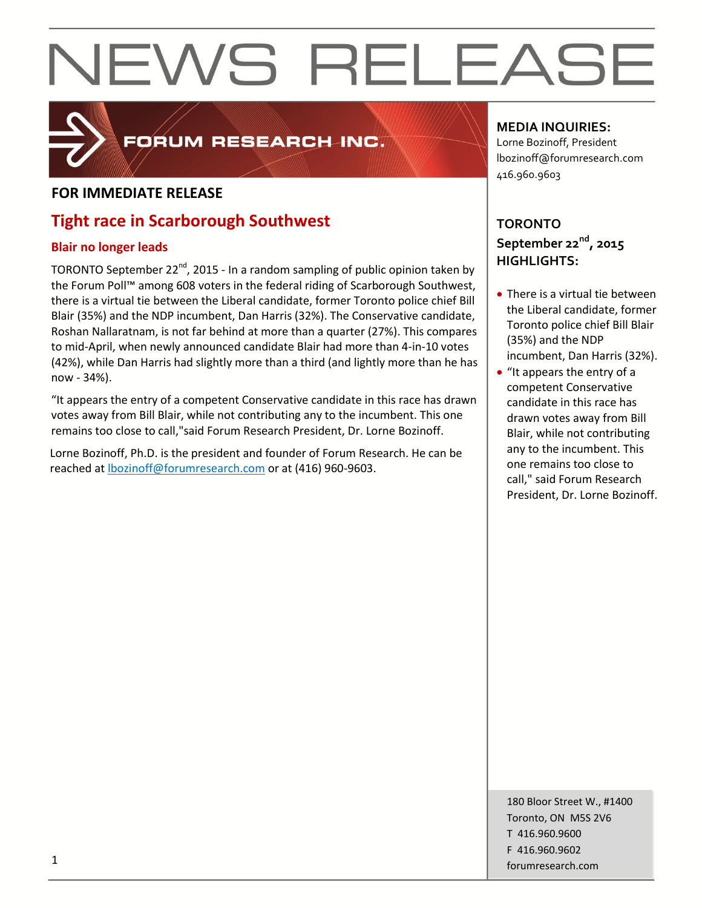# NEWS RELEASE

FORUM RESEARCH INC.

**FOR IMMEDIATE RELEASE**

## Tight race in Scarborough Southwest

### Blair no longer leads

TORONTO September 22nd, 2015 - In a random sampling of public opinion taken by the Forum Poll™ among 608 voters in the federal riding of Scarborough Southwest, there is a virtual tie between the Liberal candidate, former Toronto police chief Bill Blair (35%) and the NDP incumbent, Dan Harris (32%). The Conservative candidate, Roshan Nallaratnam, is not far behind at more than a quarter (27%). This compares to mid-April, when newly announced candidate Blair had more than 4-in-10 votes (42%), while Dan Harris had slightly more than a third (and lightly more than he has now - 34%).

"It appears the entry of a competent Conservative candidate in this race has drawn votes away from Bill Blair, while not contributing any to the incumbent. This one remains too close to call,"said Forum Research President, Dr. Lorne Bozinoff.

Lorne Bozinoff, Ph.D. is the president and founder of Forum Research. He can be reached at lbozinoff@forumresearch.com or at (416) 960-9603.

**MEDIA INQUIRIES:**
Lorne Bozinoff, President
lbozinoff@forumresearch.com
416.960.9603

**TORONTO**
**September 22nd, 2015**
**HIGHLIGHTS:**

- There is a virtual tie between the Liberal candidate, former Toronto police chief Bill Blair (35%) and the NDP incumbent, Dan Harris (32%).
- "It appears the entry of a competent Conservative candidate in this race has drawn votes away from Bill Blair, while not contributing any to the incumbent. This one remains too close to call," said Forum Research President, Dr. Lorne Bozinoff.

180 Bloor Street W., #1400
Toronto, ON M5S 2V6
T 416.960.9600
F 416.960.9602
forumresearch.com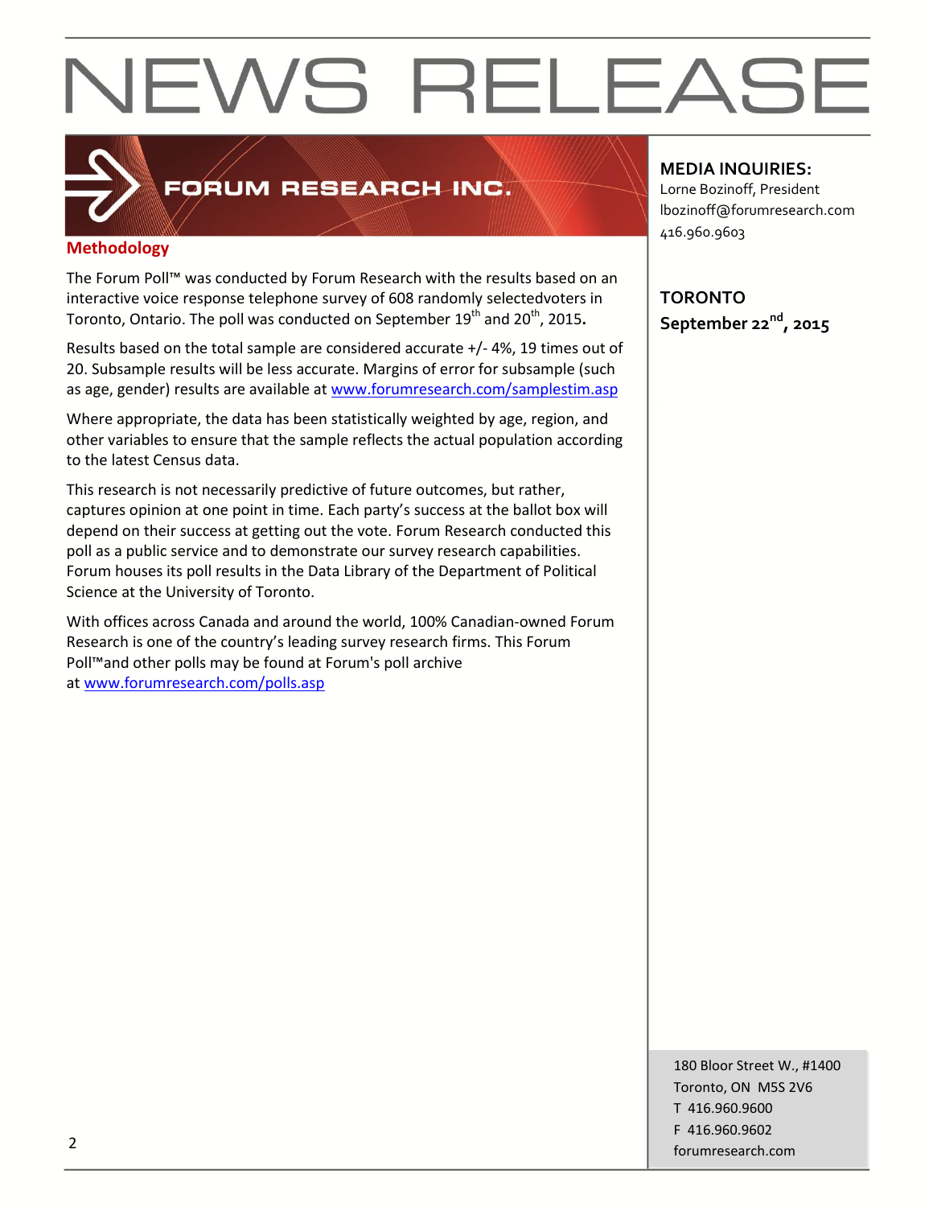# NEWS RELEASE

FORUM RESEARCH INC.

## Methodology

The Forum Poll™ was conducted by Forum Research with the results based on an interactive voice response telephone survey of 608 randomly selectedvoters in Toronto, Ontario. The poll was conducted on September 19th and 20th, 2015**.**

Results based on the total sample are considered accurate +/- 4%, 19 times out of 20. Subsample results will be less accurate. Margins of error for subsample (such as age, gender) results are available at www.forumresearch.com/samplestim.asp

Where appropriate, the data has been statistically weighted by age, region, and other variables to ensure that the sample reflects the actual population according to the latest Census data.

This research is not necessarily predictive of future outcomes, but rather, captures opinion at one point in time. Each party's success at the ballot box will depend on their success at getting out the vote. Forum Research conducted this poll as a public service and to demonstrate our survey research capabilities. Forum houses its poll results in the Data Library of the Department of Political Science at the University of Toronto.

With offices across Canada and around the world, 100% Canadian-owned Forum Research is one of the country's leading survey research firms. This Forum Poll™and other polls may be found at Forum's poll archive at www.forumresearch.com/polls.asp

**MEDIA INQUIRIES:**
Lorne Bozinoff, President
lbozinoff@forumresearch.com
416.960.9603

**TORONTO**
**September 22nd, 2015**

180 Bloor Street W., #1400
Toronto, ON M5S 2V6
T 416.960.9600
F 416.960.9602
forumresearch.com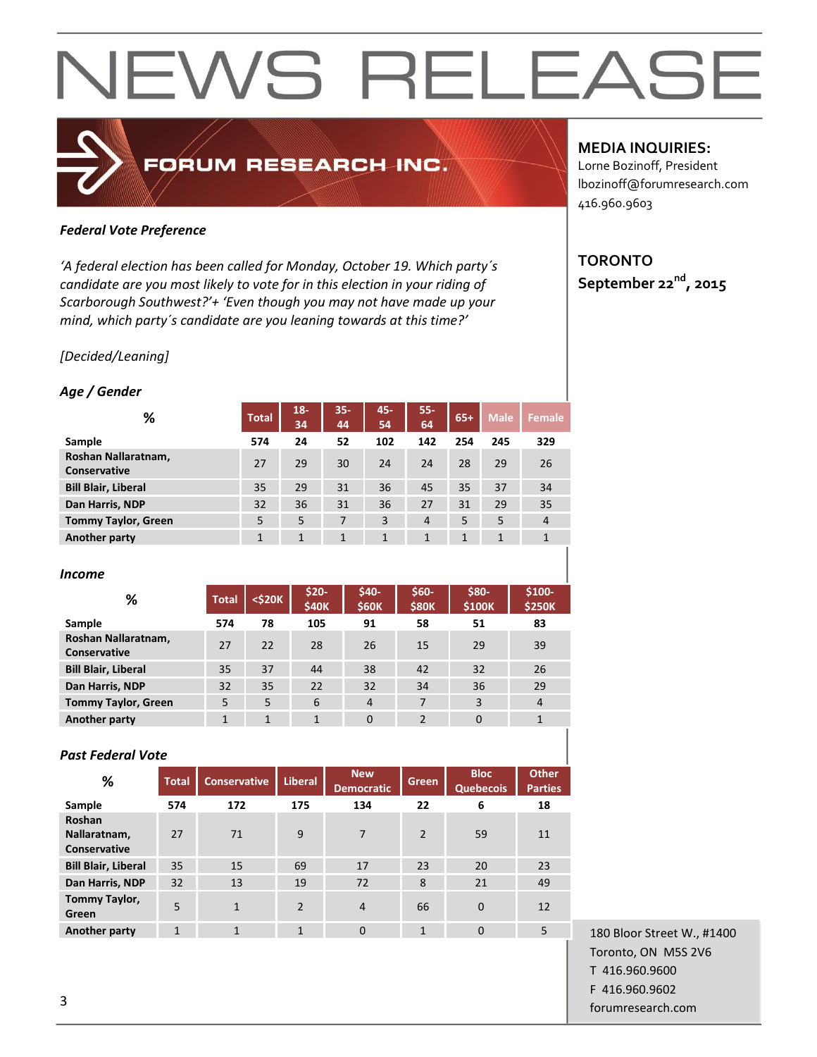# NEWS RELEASE

FORUM RESEARCH INC.

**MEDIA INQUIRIES:**
Lorne Bozinoff, President
lbozinoff@forumresearch.com
416.960.9603

**TORONTO**
**September 22nd, 2015**

***Federal Vote Preference***

*'A federal election has been called for Monday, October 19. Which party's candidate are you most likely to vote for in this election in your riding of Scarborough Southwest?'+ 'Even though you may not have made up your mind, which party's candidate are you leaning towards at this time?'*

*[Decided/Leaning]*

***Age / Gender***

| % | Total | 18-34 | 35-44 | 45-54 | 55-64 | 65+ | Male | Female |
|---|---|---|---|---|---|---|---|---|
| **Sample** | 574 | 24 | 52 | 102 | 142 | 254 | 245 | 329 |
| **Roshan Nallaratnam, Conservative** | 27 | 29 | 30 | 24 | 24 | 28 | 29 | 26 |
| **Bill Blair, Liberal** | 35 | 29 | 31 | 36 | 45 | 35 | 37 | 34 |
| **Dan Harris, NDP** | 32 | 36 | 31 | 36 | 27 | 31 | 29 | 35 |
| **Tommy Taylor, Green** | 5 | 5 | 7 | 3 | 4 | 5 | 5 | 4 |
| **Another party** | 1 | 1 | 1 | 1 | 1 | 1 | 1 | 1 |

***Income***

| % | Total | <$20K | $20-$40K | $40-$60K | $60-$80K | $80-$100K | $100-$250K |
|---|---|---|---|---|---|---|---|
| **Sample** | 574 | 78 | 105 | 91 | 58 | 51 | 83 |
| **Roshan Nallaratnam, Conservative** | 27 | 22 | 28 | 26 | 15 | 29 | 39 |
| **Bill Blair, Liberal** | 35 | 37 | 44 | 38 | 42 | 32 | 26 |
| **Dan Harris, NDP** | 32 | 35 | 22 | 32 | 34 | 36 | 29 |
| **Tommy Taylor, Green** | 5 | 5 | 6 | 4 | 7 | 3 | 4 |
| **Another party** | 1 | 1 | 1 | 0 | 2 | 0 | 1 |

***Past Federal Vote***

| % | Total | Conservative | Liberal | New Democratic | Green | Bloc Quebecois | Other Parties |
|---|---|---|---|---|---|---|---|
| **Sample** | 574 | 172 | 175 | 134 | 22 | 6 | 18 |
| **Roshan Nallaratnam, Conservative** | 27 | 71 | 9 | 7 | 2 | 59 | 11 |
| **Bill Blair, Liberal** | 35 | 15 | 69 | 17 | 23 | 20 | 23 |
| **Dan Harris, NDP** | 32 | 13 | 19 | 72 | 8 | 21 | 49 |
| **Tommy Taylor, Green** | 5 | 1 | 2 | 4 | 66 | 0 | 12 |
| **Another party** | 1 | 1 | 1 | 0 | 1 | 0 | 5 |

180 Bloor Street W., #1400
Toronto, ON M5S 2V6
T 416.960.9600
F 416.960.9602
forumresearch.com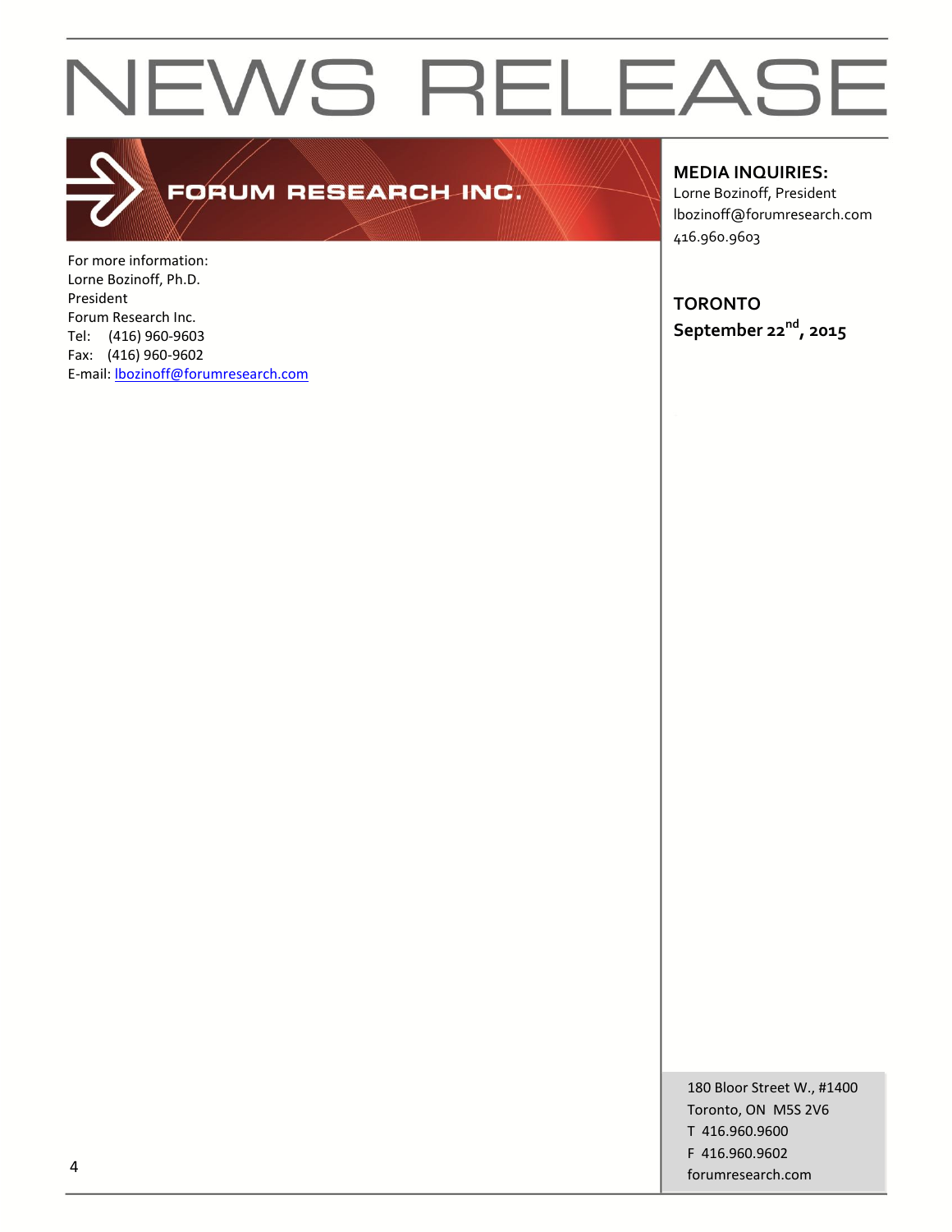# NEWS RELEASE

FORUM RESEARCH INC.

For more information:
Lorne Bozinoff, Ph.D.
President
Forum Research Inc.
Tel: (416) 960-9603
Fax: (416) 960-9602
E-mail: lbozinoff@forumresearch.com

**MEDIA INQUIRIES:**
Lorne Bozinoff, President
lbozinoff@forumresearch.com
416.960.9603

**TORONTO**
**September 22nd, 2015**

180 Bloor Street W., #1400
Toronto, ON M5S 2V6
T 416.960.9600
F 416.960.9602
forumresearch.com